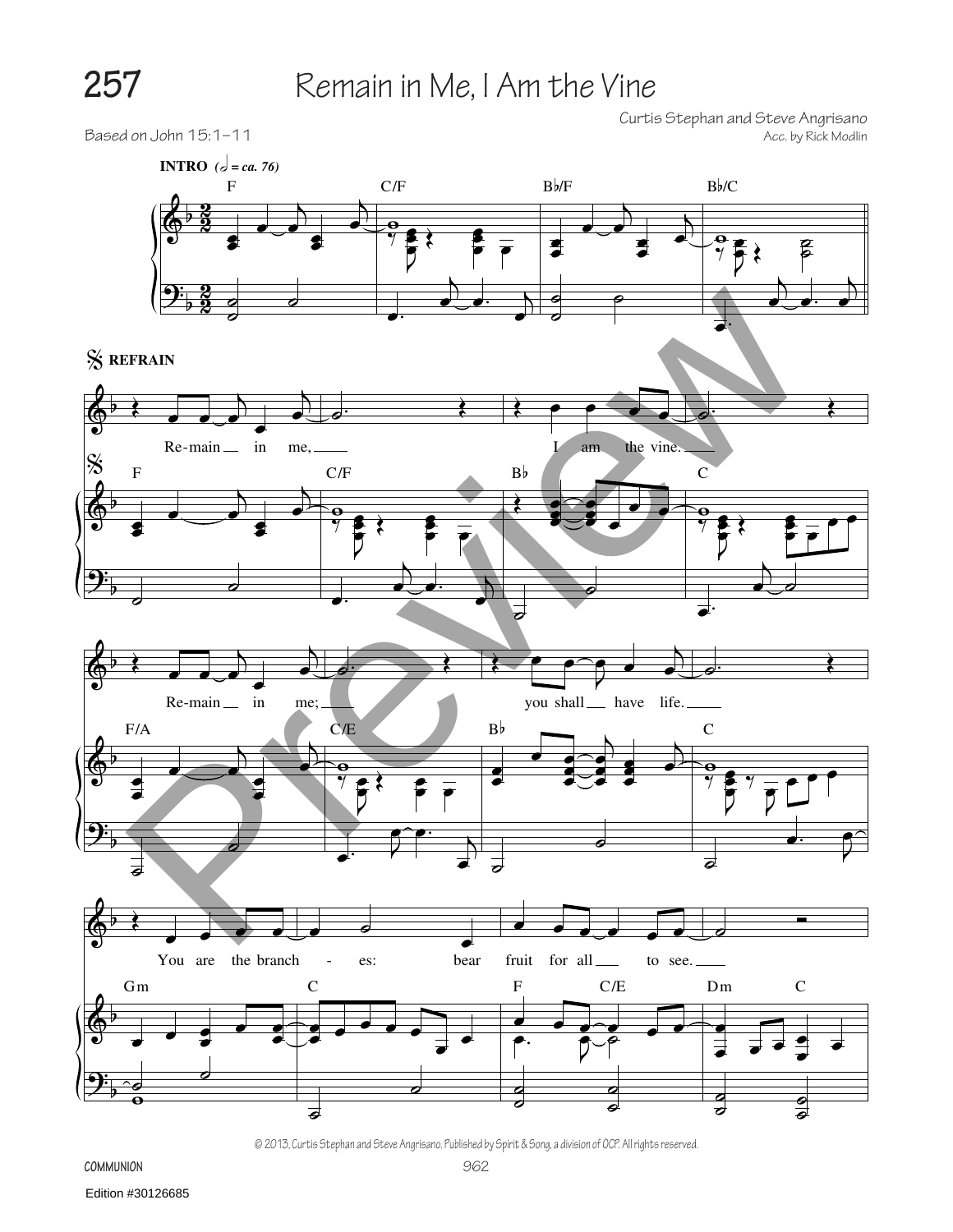# 257 Remain in Me, I Am the Vine

Based on John 15:1–11

Curtis Stephan and Steve Angrisano
Acc. by Rick Modlin

**INTRO** (𝅗𝅥 = ca. 76)

F C/F B♭/F B♭/C

𝄋 **REFRAIN**

F C/F B♭ C

Re-main in me, I am the vine.

F/A C/E B♭ C

Re-main in me; you shall have life.

Gm C F C/E Dm C

You are the branch - es: bear fruit for all to see.

© 2013, Curtis Stephan and Steve Angrisano. Published by Spirit & Song, a division of OCP. All rights reserved.

COMMUNION

Edition #30126685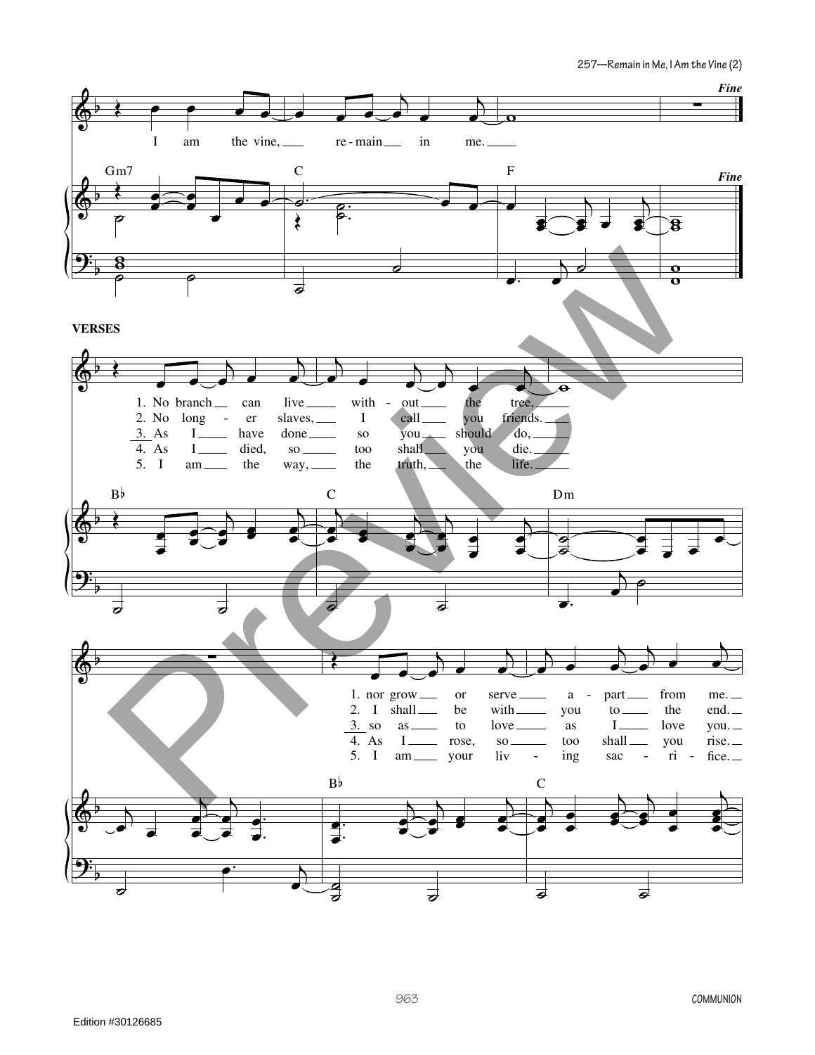I am the vine, remain in me.

*Fine*

Gm7 C F

**VERSES**

1. No branch can live with - out the tree,
2. No long - er slaves, I call you friends.
3. As I have done so you should do,
4. As I died, so too shall you die.
5. I am the way, the truth, the life.

B♭ C Dm

1. nor grow or serve a - part from me.
2. I shall be with you to the end.
3. so as to love as I love you.
4. As I rose, so too shall you rise.
5. I am your liv - ing sac - ri - fice.

B♭ C

Edition #30126685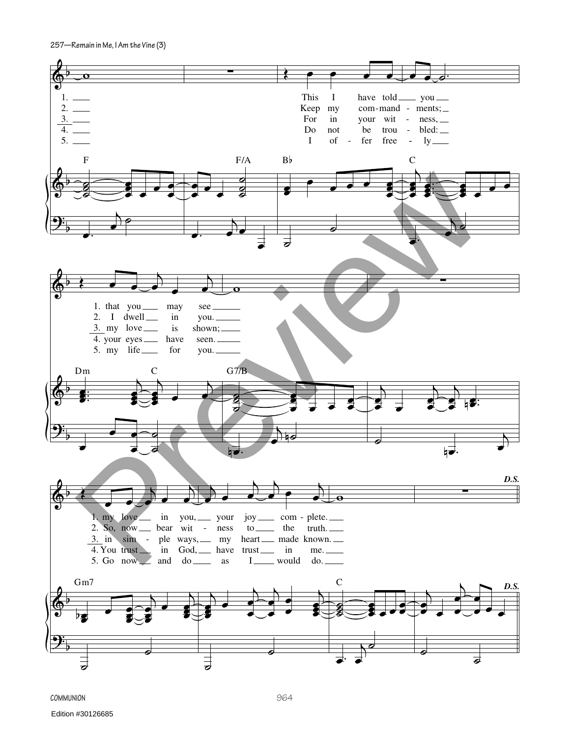1. This I have told you that you may see my love in you, your joy com - plete.

2. Keep my com - mand - ments; I dwell in you. So, now bear wit - ness to the truth.

3. For in your wit - ness, my love is shown; in sim - ple ways, my heart made known.

4. Do not be trou - bled: your eyes have seen. You trust in God, have trust in me.

5. I of - fer free - ly my life for you. Go now and do as I would do.

F F/A B♭ C Dm C G7/B Gm7 C

*D.S.*